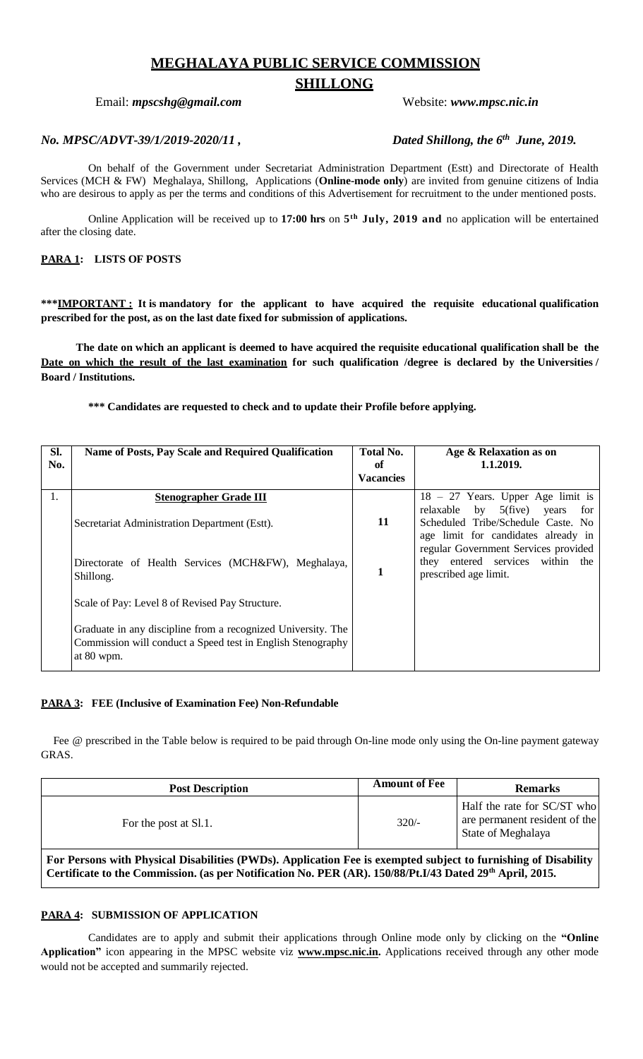# MEGHALAYA PUBLIC SERVICE COMMISSION

## SHILLONG

Email: ***mpscshg@gmail.com*** Website: ***www.mpsc.nic.in***

***No. MPSC/ADVT-39/1/2019-2020/11 ,*** ***Dated Shillong, the 6th June, 2019.***

On behalf of the Government under Secretariat Administration Department (Estt) and Directorate of Health Services (MCH & FW) Meghalaya, Shillong, Applications (**Online-mode only**) are invited from genuine citizens of India who are desirous to apply as per the terms and conditions of this Advertisement for recruitment to the under mentioned posts.

Online Application will be received up to **17:00 hrs** on **5th July, 2019 and** no application will be entertained after the closing date.

### PARA 1: LISTS OF POSTS

**\*\*\*IMPORTANT : It is mandatory for the applicant to have acquired the requisite educational qualification prescribed for the post, as on the last date fixed for submission of applications.**

**The date on which an applicant is deemed to have acquired the requisite educational qualification shall be the Date on which the result of the last examination for such qualification /degree is declared by the Universities / Board / Institutions.**

**\*\*\* Candidates are requested to check and to update their Profile before applying.**

| Sl. No. | Name of Posts, Pay Scale and Required Qualification | Total No. of Vacancies | Age & Relaxation as on 1.1.2019. |
|---|---|---|---|
| 1. | **Stenographer Grade III**<br><br>Secretariat Administration Department (Estt).<br><br>Directorate of Health Services (MCH&FW), Meghalaya, Shillong.<br><br>Scale of Pay: Level 8 of Revised Pay Structure.<br><br>Graduate in any discipline from a recognized University. The Commission will conduct a Speed test in English Stenography at 80 wpm. | <br><br>**11**<br><br>**1** | 18 – 27 Years. Upper Age limit is relaxable by 5(five) years for Scheduled Tribe/Schedule Caste. No age limit for candidates already in regular Government Services provided they entered services within the prescribed age limit. |

### PARA 3: FEE (Inclusive of Examination Fee) Non-Refundable

Fee @ prescribed in the Table below is required to be paid through On-line mode only using the On-line payment gateway GRAS.

| Post Description | Amount of Fee | Remarks |
|---|---|---|
| For the post at Sl.1. | 320/- | Half the rate for SC/ST who are permanent resident of the State of Meghalaya |
| **For Persons with Physical Disabilities (PWDs). Application Fee is exempted subject to furnishing of Disability Certificate to the Commission. (as per Notification No. PER (AR). 150/88/Pt.I/43 Dated 29th April, 2015.** | | |

### PARA 4: SUBMISSION OF APPLICATION

Candidates are to apply and submit their applications through Online mode only by clicking on the **"Online Application"** icon appearing in the MPSC website viz **www.mpsc.nic.in.** Applications received through any other mode would not be accepted and summarily rejected.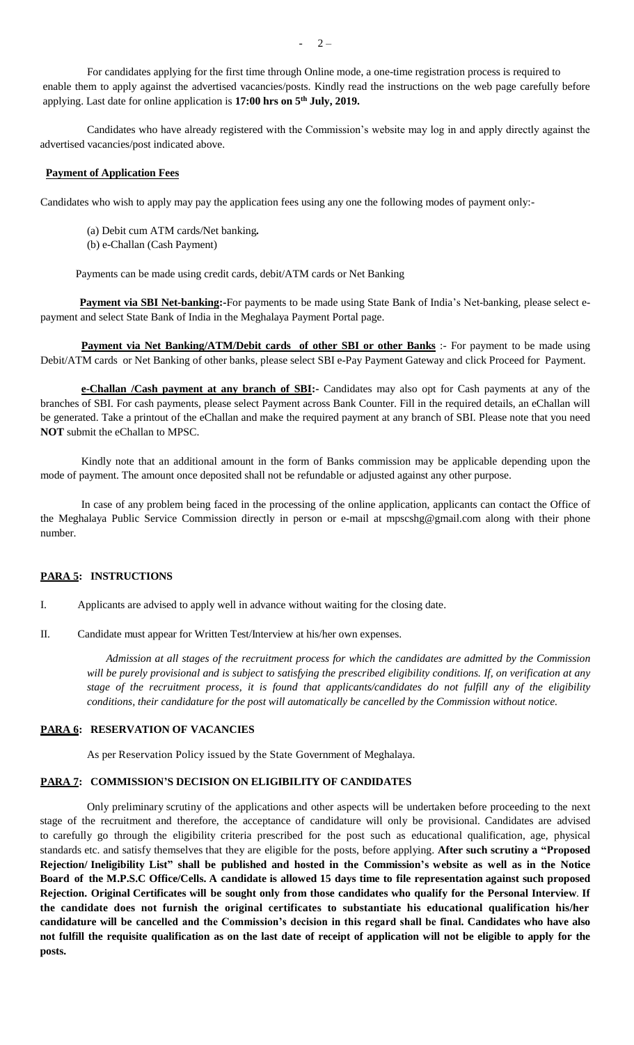For candidates applying for the first time through Online mode, a one-time registration process is required to enable them to apply against the advertised vacancies/posts. Kindly read the instructions on the web page carefully before applying. Last date for online application is **17:00 hrs on 5th July, 2019.**

Candidates who have already registered with the Commission's website may log in and apply directly against the advertised vacancies/post indicated above.

**Payment of Application Fees**

Candidates who wish to apply may pay the application fees using any one the following modes of payment only:-

(a) Debit cum ATM cards/Net banking**.**
(b) e-Challan (Cash Payment)

Payments can be made using credit cards, debit/ATM cards or Net Banking

**Payment via SBI Net-banking:-**For payments to be made using State Bank of India's Net-banking, please select e-payment and select State Bank of India in the Meghalaya Payment Portal page.

**Payment via Net Banking/ATM/Debit cards of other SBI or other Banks** :- For payment to be made using Debit/ATM cards or Net Banking of other banks, please select SBI e-Pay Payment Gateway and click Proceed for Payment.

**e-Challan /Cash payment at any branch of SBI:-** Candidates may also opt for Cash payments at any of the branches of SBI. For cash payments, please select Payment across Bank Counter. Fill in the required details, an eChallan will be generated. Take a printout of the eChallan and make the required payment at any branch of SBI. Please note that you need **NOT** submit the eChallan to MPSC.

Kindly note that an additional amount in the form of Banks commission may be applicable depending upon the mode of payment. The amount once deposited shall not be refundable or adjusted against any other purpose.

In case of any problem being faced in the processing of the online application, applicants can contact the Office of the Meghalaya Public Service Commission directly in person or e-mail at mpscshg@gmail.com along with their phone number.

## PARA 5: INSTRUCTIONS

I. Applicants are advised to apply well in advance without waiting for the closing date.

II. Candidate must appear for Written Test/Interview at his/her own expenses.

*Admission at all stages of the recruitment process for which the candidates are admitted by the Commission will be purely provisional and is subject to satisfying the prescribed eligibility conditions. If, on verification at any stage of the recruitment process, it is found that applicants/candidates do not fulfill any of the eligibility conditions, their candidature for the post will automatically be cancelled by the Commission without notice.*

## PARA 6: RESERVATION OF VACANCIES

As per Reservation Policy issued by the State Government of Meghalaya.

## PARA 7: COMMISSION'S DECISION ON ELIGIBILITY OF CANDIDATES

Only preliminary scrutiny of the applications and other aspects will be undertaken before proceeding to the next stage of the recruitment and therefore, the acceptance of candidature will only be provisional. Candidates are advised to carefully go through the eligibility criteria prescribed for the post such as educational qualification, age, physical standards etc. and satisfy themselves that they are eligible for the posts, before applying. **After such scrutiny a "Proposed Rejection/ Ineligibility List" shall be published and hosted in the Commission's website as well as in the Notice Board of the M.P.S.C Office/Cells. A candidate is allowed 15 days time to file representation against such proposed Rejection. Original Certificates will be sought only from those candidates who qualify for the Personal Interview**. **If the candidate does not furnish the original certificates to substantiate his educational qualification his/her candidature will be cancelled and the Commission's decision in this regard shall be final. Candidates who have also not fulfill the requisite qualification as on the last date of receipt of application will not be eligible to apply for the posts.**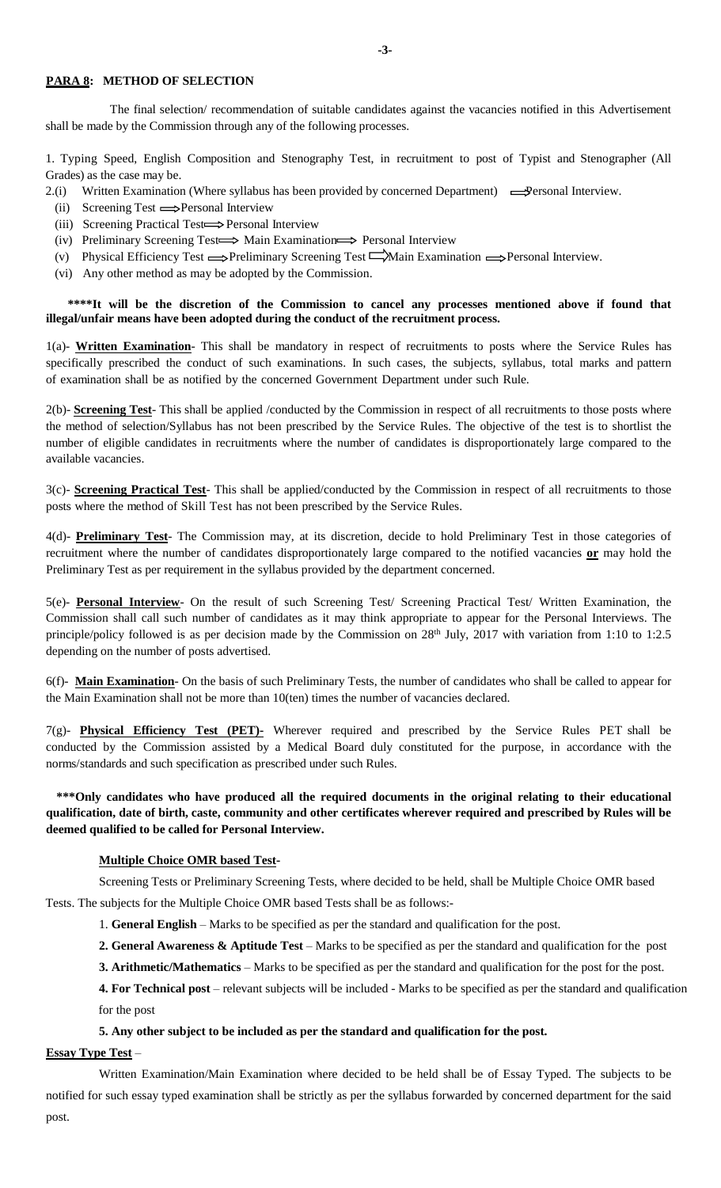## PARA 8: METHOD OF SELECTION

The final selection/ recommendation of suitable candidates against the vacancies notified in this Advertisement shall be made by the Commission through any of the following processes.

1. Typing Speed, English Composition and Stenography Test, in recruitment to post of Typist and Stenographer (All Grades) as the case may be.

2.(i) Written Examination (Where syllabus has been provided by concerned Department) ⟹ Personal Interview.

(ii) Screening Test ⟹ Personal Interview

(iii) Screening Practical Test ⟹ Personal Interview

(iv) Preliminary Screening Test ⟹ Main Examination ⟹ Personal Interview

(v) Physical Efficiency Test ⟹ Preliminary Screening Test ⟹ Main Examination ⟹ Personal Interview.

(vi) Any other method as may be adopted by the Commission.

**\*\*\*\*It will be the discretion of the Commission to cancel any processes mentioned above if found that illegal/unfair means have been adopted during the conduct of the recruitment process.**

1(a)- **Written Examination**- This shall be mandatory in respect of recruitments to posts where the Service Rules has specifically prescribed the conduct of such examinations. In such cases, the subjects, syllabus, total marks and pattern of examination shall be as notified by the concerned Government Department under such Rule.

2(b)- **Screening Test**- This shall be applied /conducted by the Commission in respect of all recruitments to those posts where the method of selection/Syllabus has not been prescribed by the Service Rules. The objective of the test is to shortlist the number of eligible candidates in recruitments where the number of candidates is disproportionately large compared to the available vacancies.

3(c)- **Screening Practical Test**- This shall be applied/conducted by the Commission in respect of all recruitments to those posts where the method of Skill Test has not been prescribed by the Service Rules.

4(d)- **Preliminary Test**- The Commission may, at its discretion, decide to hold Preliminary Test in those categories of recruitment where the number of candidates disproportionately large compared to the notified vacancies **or** may hold the Preliminary Test as per requirement in the syllabus provided by the department concerned.

5(e)- **Personal Interview**- On the result of such Screening Test/ Screening Practical Test/ Written Examination, the Commission shall call such number of candidates as it may think appropriate to appear for the Personal Interviews. The principle/policy followed is as per decision made by the Commission on 28th July, 2017 with variation from 1:10 to 1:2.5 depending on the number of posts advertised.

6(f)- **Main Examination**- On the basis of such Preliminary Tests, the number of candidates who shall be called to appear for the Main Examination shall not be more than 10(ten) times the number of vacancies declared.

7(g)- **Physical Efficiency Test (PET)-** Wherever required and prescribed by the Service Rules PET shall be conducted by the Commission assisted by a Medical Board duly constituted for the purpose, in accordance with the norms/standards and such specification as prescribed under such Rules.

**\*\*\*Only candidates who have produced all the required documents in the original relating to their educational qualification, date of birth, caste, community and other certificates wherever required and prescribed by Rules will be deemed qualified to be called for Personal Interview.**

**Multiple Choice OMR based Test-**

Screening Tests or Preliminary Screening Tests, where decided to be held, shall be Multiple Choice OMR based Tests. The subjects for the Multiple Choice OMR based Tests shall be as follows:-

1. **General English** – Marks to be specified as per the standard and qualification for the post.
2. **General Awareness & Aptitude Test** – Marks to be specified as per the standard and qualification for the post
3. **Arithmetic/Mathematics** – Marks to be specified as per the standard and qualification for the post for the post.
4. **For Technical post** – relevant subjects will be included - Marks to be specified as per the standard and qualification for the post
5. **Any other subject to be included as per the standard and qualification for the post.**

**Essay Type Test** –

Written Examination/Main Examination where decided to be held shall be of Essay Typed. The subjects to be notified for such essay typed examination shall be strictly as per the syllabus forwarded by concerned department for the said post.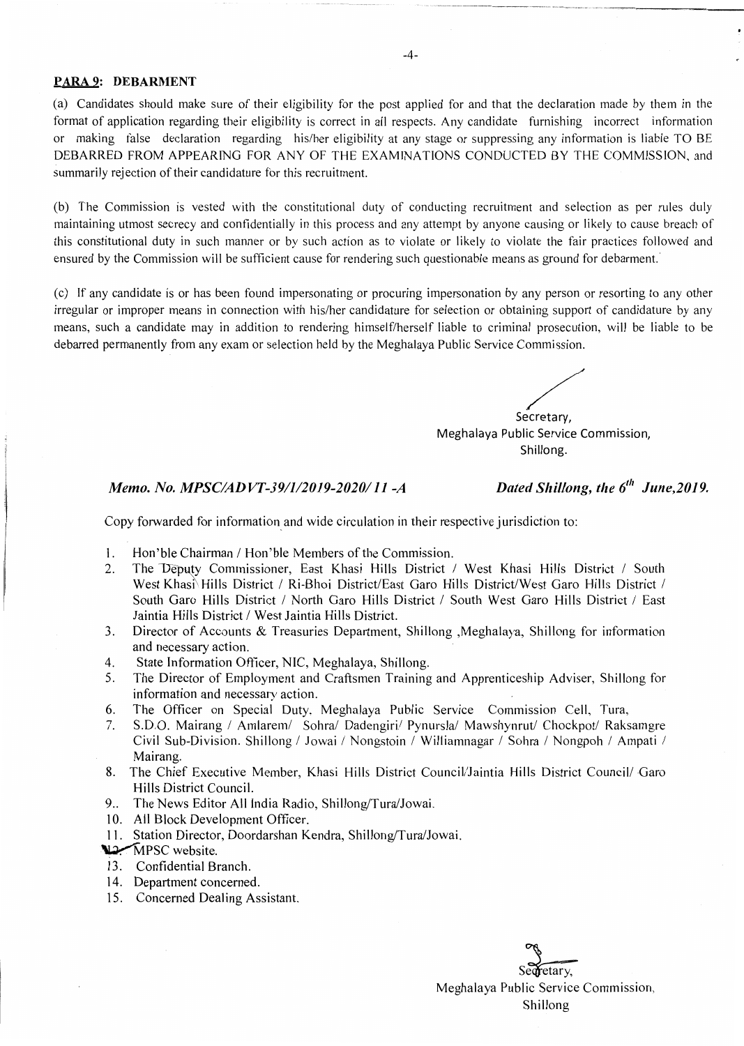**PARA 9: DEBARMENT**

(a) Candidates should make sure of their eligibility for the post applied for and that the declaration made by them in the format of application regarding their eligibility is correct in all respects. Any candidate furnishing incorrect information or making false declaration regarding his/her eligibility at any stage or suppressing any information is liable TO BE DEBARRED FROM APPEARING FOR ANY OF THE EXAMINATIONS CONDUCTED BY THE COMMISSION, and summarily rejection of their candidature for this recruitment.

(b) The Commission is vested with the constitutional duty of conducting recruitment and selection as per rules duly maintaining utmost secrecy and confidentially in this process and any attempt by anyone causing or likely to cause breach of this constitutional duty in such manner or by such action as to violate or likely to violate the fair practices followed and ensured by the Commission will be sufficient cause for rendering such questionable means as ground for debarment.

(c) If any candidate is or has been found impersonating or procuring impersonation by any person or resorting to any other irregular or improper means in connection with his/her candidature for selection or obtaining support of candidature by any means, such a candidate may in addition to rendering himself/herself liable to criminal prosecution, will be liable to be debarred permanently from any exam or selection held by the Meghalaya Public Service Commission.

Secretary,
Meghalaya Public Service Commission,
Shillong.

***Memo. No. MPSC/ADVT-39/1/2019-2020/ 11 -A*** ***Dated Shillong, the 6th June,2019.***

Copy forwarded for information and wide circulation in their respective jurisdiction to:

1. Hon'ble Chairman / Hon'ble Members of the Commission.
2. The Deputy Commissioner, East Khasi Hills District / West Khasi Hills District / South West Khasi Hills District / Ri-Bhoi District/East Garo Hills District/West Garo Hills District / South Garo Hills District / North Garo Hills District / South West Garo Hills District / East Jaintia Hills District / West Jaintia Hills District.
3. Director of Accounts & Treasuries Department, Shillong ,Meghalaya, Shillong for information and necessary action.
4. State Information Officer, NIC, Meghalaya, Shillong.
5. The Director of Employment and Craftsmen Training and Apprenticeship Adviser, Shillong for information and necessary action.
6. The Officer on Special Duty, Meghalaya Public Service Commission Cell, Tura,
7. S.D.O. Mairang / Amlarem/ Sohra/ Dadengiri/ Pynursla/ Mawshynrut/ Chockpot/ Raksamgre Civil Sub-Division. Shillong / Jowai / Nongstoin / Williamnagar / Sohra / Nongpoh / Ampati / Mairang.
8. The Chief Executive Member, Khasi Hills District Council/Jaintia Hills District Council/ Garo Hills District Council.
9. The News Editor All India Radio, Shillong/Tura/Jowai.
10. All Block Development Officer.
11. Station Director, Doordarshan Kendra, Shillong/Tura/Jowai.
12. MPSC website.
13. Confidential Branch.
14. Department concerned.
15. Concerned Dealing Assistant.

Secretary,
Meghalaya Public Service Commission,
Shillong